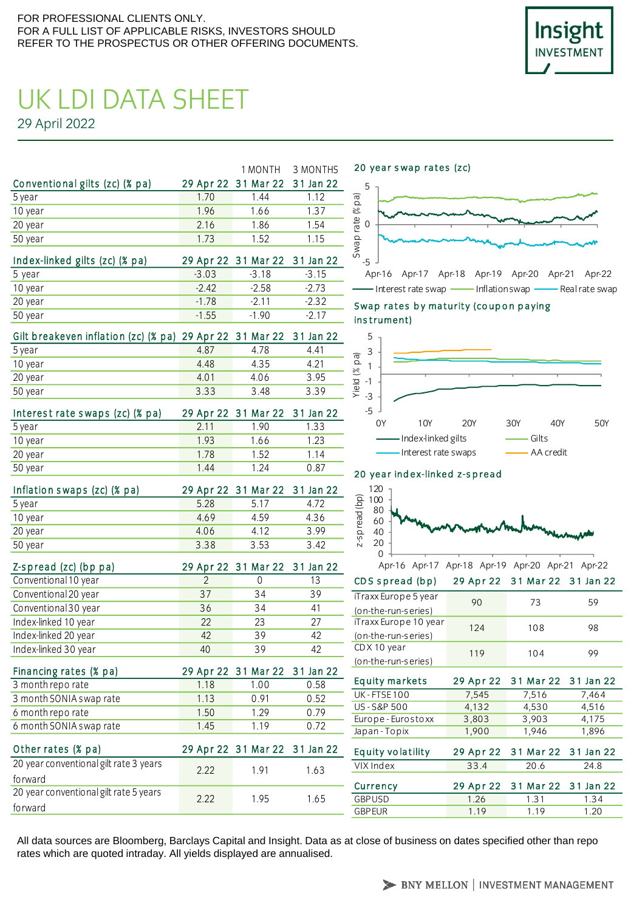FOR PROFESSIONAL CLIENTS ONLY.
FOR A FULL LIST OF APPLICABLE RISKS, INVESTORS SHOULD REFER TO THE PROSPECTUS OR OTHER OFFERING DOCUMENTS.

# UK LDI DATA SHEET

29 April 2022

| | | 1 MONTH | 3 MONTHS |
|---|---|---|---|
| **Conventional gilts (zc) (% pa)** | **29 Apr 22** | **31 Mar 22** | **31 Jan 22** |
| 5 year | 1.70 | 1.44 | 1.12 |
| 10 year | 1.96 | 1.66 | 1.37 |
| 20 year | 2.16 | 1.86 | 1.54 |
| 50 year | 1.73 | 1.52 | 1.15 |

| Index-linked gilts (zc) (% pa) | 29 Apr 22 | 31 Mar 22 | 31 Jan 22 |
|---|---|---|---|
| 5 year | -3.03 | -3.18 | -3.15 |
| 10 year | -2.42 | -2.58 | -2.73 |
| 20 year | -1.78 | -2.11 | -2.32 |
| 50 year | -1.55 | -1.90 | -2.17 |

| Gilt breakeven inflation (zc) (% pa) | 29 Apr 22 | 31 Mar 22 | 31 Jan 22 |
|---|---|---|---|
| 5 year | 4.87 | 4.78 | 4.41 |
| 10 year | 4.48 | 4.35 | 4.21 |
| 20 year | 4.01 | 4.06 | 3.95 |
| 50 year | 3.33 | 3.48 | 3.39 |

| Interest rate swaps (zc) (% pa) | 29 Apr 22 | 31 Mar 22 | 31 Jan 22 |
|---|---|---|---|
| 5 year | 2.11 | 1.90 | 1.33 |
| 10 year | 1.93 | 1.66 | 1.23 |
| 20 year | 1.78 | 1.52 | 1.14 |
| 50 year | 1.44 | 1.24 | 0.87 |

| Inflation swaps (zc) (% pa) | 29 Apr 22 | 31 Mar 22 | 31 Jan 22 |
|---|---|---|---|
| 5 year | 5.28 | 5.17 | 4.72 |
| 10 year | 4.69 | 4.59 | 4.36 |
| 20 year | 4.06 | 4.12 | 3.99 |
| 50 year | 3.38 | 3.53 | 3.42 |

| Z-spread (zc) (bp pa) | 29 Apr 22 | 31 Mar 22 | 31 Jan 22 |
|---|---|---|---|
| Conventional 10 year | 2 | 0 | 13 |
| Conventional 20 year | 37 | 34 | 39 |
| Conventional 30 year | 36 | 34 | 41 |
| Index-linked 10 year | 22 | 23 | 27 |
| Index-linked 20 year | 42 | 39 | 42 |
| Index-linked 30 year | 40 | 39 | 42 |

| Financing rates (% pa) | 29 Apr 22 | 31 Mar 22 | 31 Jan 22 |
|---|---|---|---|
| 3 month repo rate | 1.18 | 1.00 | 0.58 |
| 3 month SONIA swap rate | 1.13 | 0.91 | 0.52 |
| 6 month repo rate | 1.50 | 1.29 | 0.79 |
| 6 month SONIA swap rate | 1.45 | 1.19 | 0.72 |

| Other rates (% pa) | 29 Apr 22 | 31 Mar 22 | 31 Jan 22 |
|---|---|---|---|
| 20 year conventional gilt rate 3 years forward | 2.22 | 1.91 | 1.63 |
| 20 year conventional gilt rate 5 years forward | 2.22 | 1.95 | 1.65 |

**20 year swap rates (zc)**

**Swap rates by maturity (coupon paying instrument)**

**20 year index-linked z-spread**

| CDS spread (bp) | 29 Apr 22 | 31 Mar 22 | 31 Jan 22 |
|---|---|---|---|
| iTraxx Europe 5 year (on-the-run-series) | 90 | 73 | 59 |
| iTraxx Europe 10 year (on-the-run-series) | 124 | 108 | 98 |
| CDX 10 year (on-the-run-series) | 119 | 104 | 99 |

| Equity markets | 29 Apr 22 | 31 Mar 22 | 31 Jan 22 |
|---|---|---|---|
| UK - FTSE 100 | 7,545 | 7,516 | 7,464 |
| US - S&P 500 | 4,132 | 4,530 | 4,516 |
| Europe - Eurostoxx | 3,803 | 3,903 | 4,175 |
| Japan - Topix | 1,900 | 1,946 | 1,896 |

| Equity volatility | 29 Apr 22 | 31 Mar 22 | 31 Jan 22 |
|---|---|---|---|
| VIX Index | 33.4 | 20.6 | 24.8 |

| Currency | 29 Apr 22 | 31 Mar 22 | 31 Jan 22 |
|---|---|---|---|
| GBPUSD | 1.26 | 1.31 | 1.34 |
| GBPEUR | 1.19 | 1.19 | 1.20 |

All data sources are Bloomberg, Barclays Capital and Insight. Data as at close of business on dates specified other than repo rates which are quoted intraday. All yields displayed are annualised.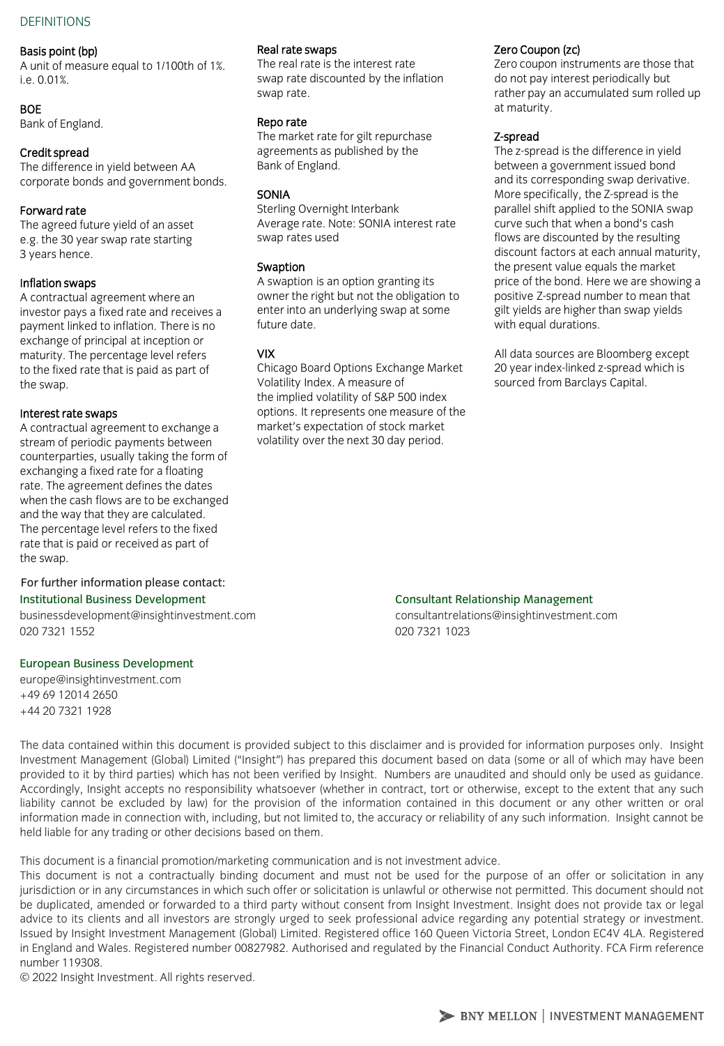## DEFINITIONS

### Basis point (bp)

A unit of measure equal to 1/100th of 1%. i.e. 0.01%.

### BOE

Bank of England.

### Credit spread

The difference in yield between AA corporate bonds and government bonds.

### Forward rate

The agreed future yield of an asset e.g. the 30 year swap rate starting 3 years hence.

### Inflation swaps

A contractual agreement where an investor pays a fixed rate and receives a payment linked to inflation. There is no exchange of principal at inception or maturity. The percentage level refers to the fixed rate that is paid as part of the swap.

### Interest rate swaps

A contractual agreement to exchange a stream of periodic payments between counterparties, usually taking the form of exchanging a fixed rate for a floating rate. The agreement defines the dates when the cash flows are to be exchanged and the way that they are calculated. The percentage level refers to the fixed rate that is paid or received as part of the swap.

### Real rate swaps

The real rate is the interest rate swap rate discounted by the inflation swap rate.

### Repo rate

The market rate for gilt repurchase agreements as published by the Bank of England.

### SONIA

Sterling Overnight Interbank Average rate. Note: SONIA interest rate swap rates used

### Swaption

A swaption is an option granting its owner the right but not the obligation to enter into an underlying swap at some future date.

### VIX

Chicago Board Options Exchange Market Volatility Index. A measure of the implied volatility of S&P 500 index options. It represents one measure of the market's expectation of stock market volatility over the next 30 day period.

### Zero Coupon (zc)

Zero coupon instruments are those that do not pay interest periodically but rather pay an accumulated sum rolled up at maturity.

### Z-spread

The z-spread is the difference in yield between a government issued bond and its corresponding swap derivative. More specifically, the Z-spread is the parallel shift applied to the SONIA swap curve such that when a bond's cash flows are discounted by the resulting discount factors at each annual maturity, the present value equals the market price of the bond. Here we are showing a positive Z-spread number to mean that gilt yields are higher than swap yields with equal durations.

All data sources are Bloomberg except 20 year index-linked z-spread which is sourced from Barclays Capital.

For further information please contact:

**Institutional Business Development**
businessdevelopment@insightinvestment.com
020 7321 1552

**Consultant Relationship Management**
consultantrelations@insightinvestment.com
020 7321 1023

**European Business Development**
europe@insightinvestment.com
+49 69 12014 2650
+44 20 7321 1928

The data contained within this document is provided subject to this disclaimer and is provided for information purposes only. Insight Investment Management (Global) Limited ("Insight") has prepared this document based on data (some or all of which may have been provided to it by third parties) which has not been verified by Insight. Numbers are unaudited and should only be used as guidance. Accordingly, Insight accepts no responsibility whatsoever (whether in contract, tort or otherwise, except to the extent that any such liability cannot be excluded by law) for the provision of the information contained in this document or any other written or oral information made in connection with, including, but not limited to, the accuracy or reliability of any such information. Insight cannot be held liable for any trading or other decisions based on them.

This document is a financial promotion/marketing communication and is not investment advice.
This document is not a contractually binding document and must not be used for the purpose of an offer or solicitation in any jurisdiction or in any circumstances in which such offer or solicitation is unlawful or otherwise not permitted. This document should not be duplicated, amended or forwarded to a third party without consent from Insight Investment. Insight does not provide tax or legal advice to its clients and all investors are strongly urged to seek professional advice regarding any potential strategy or investment. Issued by Insight Investment Management (Global) Limited. Registered office 160 Queen Victoria Street, London EC4V 4LA. Registered in England and Wales. Registered number 00827982. Authorised and regulated by the Financial Conduct Authority. FCA Firm reference number 119308.
© 2022 Insight Investment. All rights reserved.

BNY MELLON | INVESTMENT MANAGEMENT